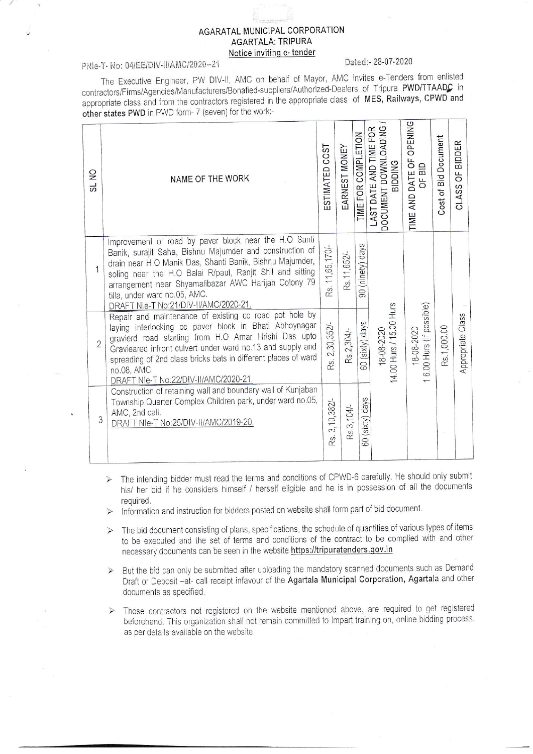# AGARATAL MUNICIPAL CORPORATION
## AGARTALA: TRIPURA
### Notice inviting e- tender

PNIe-T- No: 04/EE/DIV-II/AMC/2020--21 Dated:- 28-07-2020

The Executive Engineer, PW DIV-II, AMC on behalf of Mayor, AMC invites e-Tenders from enlisted contractors/Firms/Agencies/Manufacturers/Bonafied-suppliers/Authorized-Dealers of Tripura **PWD/TTAADC** in appropriate class and from the contractors registered in the appropriate class of **MES, Railways, CPWD and other states PWD** in PWD form- 7 (seven) for the work:-

| SL NO | NAME OF THE WORK | ESTIMATED COST | EARNEST MONEY | TIME FOR COMPLETION | LAST DATE AND TIME FOR DOCUMENT DOWNLOADING / BIDDING | TIME AND DATE OF OPENING OF BID | Cost of Bid Document | CLASS OF BIDDER |
|---|---|---|---|---|---|---|---|---|
| 1 | Improvement of road by paver block near the H.O Santi Banik, surajit Saha, Bishnu Majumder and construction of drain near H.O Manik Das, Shanti Banik, Bishnu Majumder, soling near the H.O Balai R/paul, Ranjit Shil and sitting arrangement near Shyamalibazar AWC Harijan Colony 79 tilla, under ward no.05, AMC. DRAFT NIe-T No:21/DIV-II/AMC/2020-21. | Rs. 11,65,170/- | Rs.11,652/- | 90 (ninety) days | 18-08-2020 14.00 Hurs / 15.00 Hurs | 18-08-2020 1 6.00 Hurs (If possible) | Rs.1,000.00 | Appropriate Class |
| 2 | Repair and maintenance of existing cc road pot hole by laying interlocking cc paver block in Bhati Abhoynagar gravierd road starting from H.O Amar Hrishi Das upto Gravieared infront culvert under ward no.13 and supply and spreading of 2nd class bricks bats in different places of ward no.08, AMC. DRAFT NIe-T No:22/DIV-II/AMC/2020-21. | Rs. 2,30,352/- | Rs.2,304/- | 60 (sixty) days | | | | |
| 3 | Construction of retaining wall and boundary wall of Kunjaban Township Quarter Complex Children park, under ward no.05, AMC, 2nd call. DRAFT NIe-T No:25/DIV-II/AMC/2019-20. | Rs. 3,10,382/- | Rs.3,104/- | 60 (sixty) days | | | | |

- The intending bidder must read the terms and conditions of CPWD-6 carefully. He should only submit his/ her bid if he considers himself / herself eligible and he is in possession of all the documents required.
- Information and instruction for bidders posted on website shall form part of bid document.
- The bid document consisting of plans, specifications, the schedule of quantities of various types of items to be executed and the set of terms and conditions of the contract to be complied with and other necessary documents can be seen in the website **https://tripuratenders.gov.in**
- But the bid can only be submitted after uploading the mandatory scanned documents such as Demand Draft or Deposit –at- call receipt infavour of the **Agartala Municipal Corporation, Agartala** and other documents as specified.
- Those contractors not registered on the website mentioned above, are required to get registered beforehand. This organization shall not remain committed to Impart training on, online bidding process, as per details available on the website.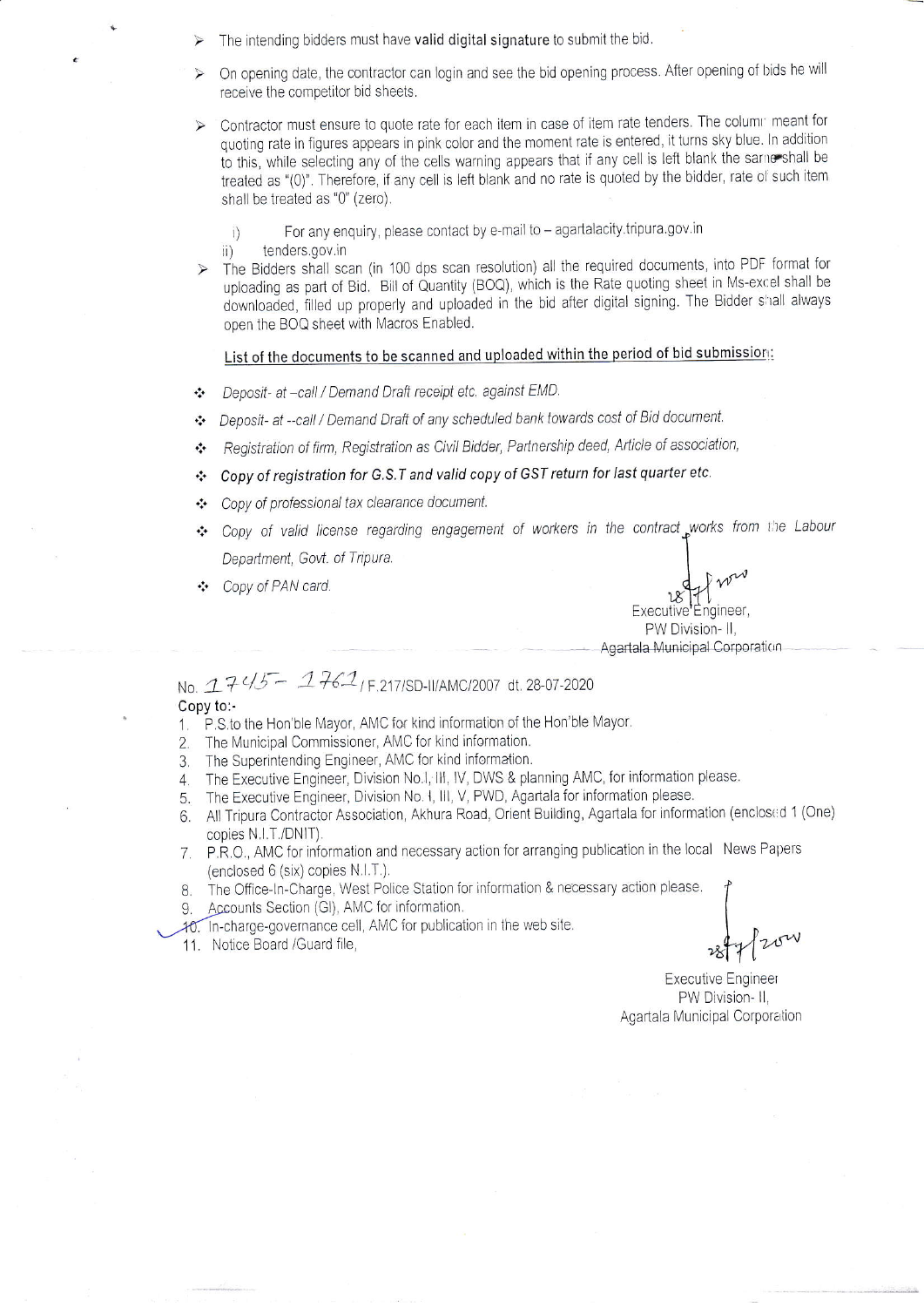- The intending bidders must have **valid digital signature** to submit the bid.
- On opening date, the contractor can login and see the bid opening process. After opening of bids he will receive the competitor bid sheets.
- Contractor must ensure to quote rate for each item in case of item rate tenders. The column meant for quoting rate in figures appears in pink color and the moment rate is entered, it turns sky blue. In addition to this, while selecting any of the cells warning appears that if any cell is left blank the same shall be treated as "(0)". Therefore, if any cell is left blank and no rate is quoted by the bidder, rate of such item shall be treated as "0" (zero).

   i) For any enquiry, please contact by e-mail to – agartalacity.tripura.gov.in
   ii) tenders.gov.in

- The Bidders shall scan (in 100 dps scan resolution) all the required documents, into PDF format for uploading as part of Bid. Bill of Quantity (BOQ), which is the Rate quoting sheet in Ms-excel shall be downloaded, filled up properly and uploaded in the bid after digital signing. The Bidder shall always open the BOQ sheet with Macros Enabled.

**List of the documents to be scanned and uploaded within the period of bid submission:**

- *Deposit- at –call / Demand Draft receipt etc. against EMD.*
- *Deposit- at --call / Demand Draft of any scheduled bank towards cost of Bid document.*
- *Registration of firm, Registration as Civil Bidder, Partnership deed, Article of association,*
- ***Copy of registration for G.S.T and valid copy of GST return for last quarter etc.***
- *Copy of professional tax clearance document.*
- *Copy of valid license regarding engagement of workers in the contract works from the Labour Department, Govt. of Tripura.*
- *Copy of PAN card.*

28/7/2020
Executive Engineer,
PW Division- II,
Agartala Municipal Corporation

No. 1745 - 1761 / F.217/SD-II/AMC/2007 dt. 28-07-2020

**Copy to:-**

1. P.S.to the Hon'ble Mayor, AMC for kind information of the Hon'ble Mayor.
2. The Municipal Commissioner, AMC for kind information.
3. The Superintending Engineer, AMC for kind information.
4. The Executive Engineer, Division No.I, III, IV, DWS & planning AMC, for information please.
5. The Executive Engineer, Division No. I, III, V, PWD, Agartala for information please.
6. All Tripura Contractor Association, Akhura Road, Orient Building, Agartala for information (enclosed 1 (One) copies N.I.T./DNIT).
7. P.R.O., AMC for information and necessary action for arranging publication in the local News Papers (enclosed 6 (six) copies N.I.T.).
8. The Office-In-Charge, West Police Station for information & necessary action please.
9. Accounts Section (GI), AMC for information.
10. In-charge-governance cell, AMC for publication in the web site.
11. Notice Board /Guard file,

28/7/2020
Executive Engineer
PW Division- II,
Agartala Municipal Corporation